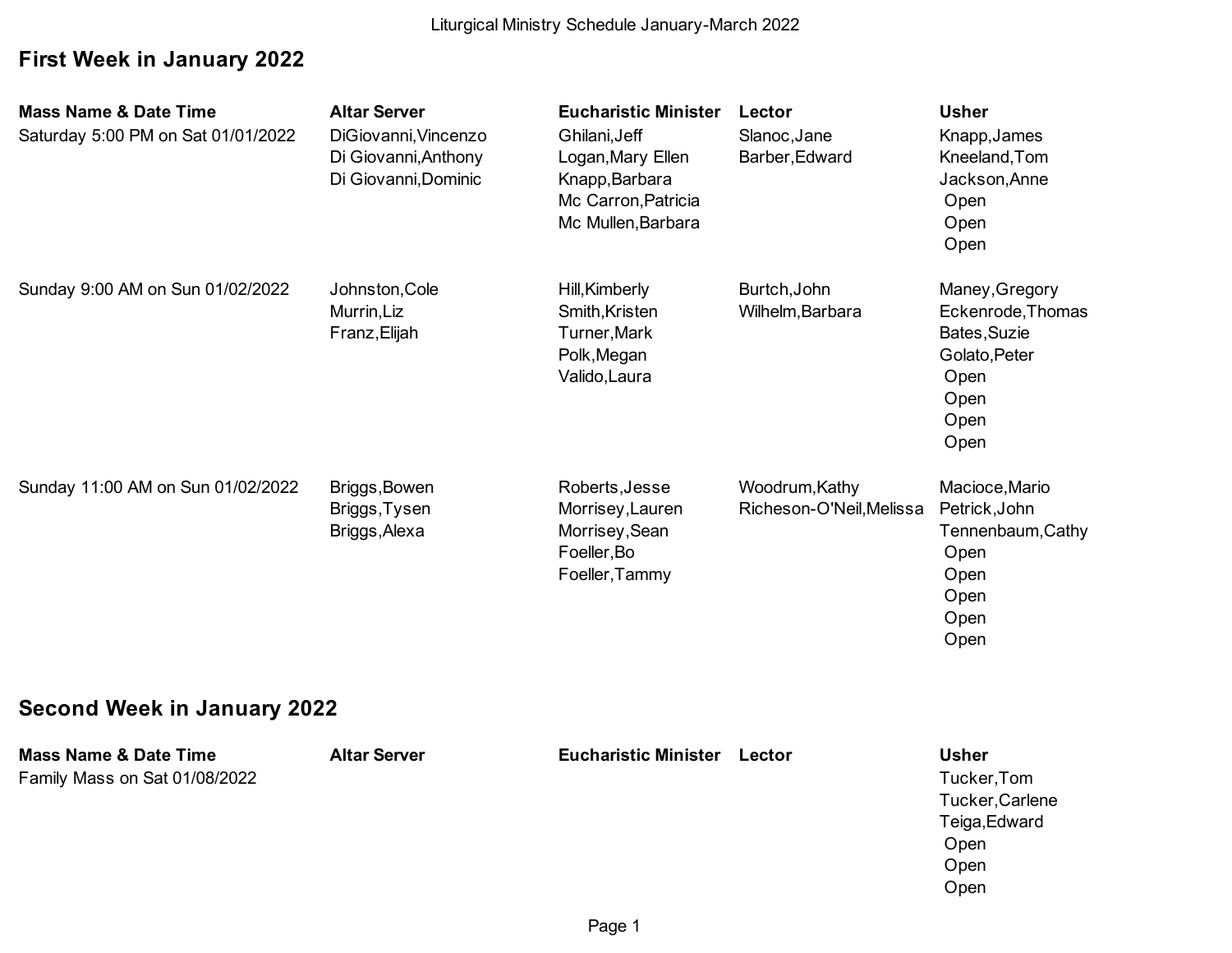Liturgical Ministry Schedule January-March 2022

## First Week in January 2022

| Mass Name & Date Time | Altar Server | Eucharistic Minister | Lector | Usher |
|---|---|---|---|---|
| Saturday 5:00 PM on Sat 01/01/2022 | DiGiovanni,Vincenzo | Ghilani,Jeff | Slanoc,Jane | Knapp,James |
| | Di Giovanni,Anthony | Logan,Mary Ellen | Barber,Edward | Kneeland,Tom |
| | Di Giovanni,Dominic | Knapp,Barbara | | Jackson,Anne |
| | | Mc Carron,Patricia | | Open |
| | | Mc Mullen,Barbara | | Open |
| | | | | Open |
| Sunday 9:00 AM on Sun 01/02/2022 | Johnston,Cole | Hill,Kimberly | Burtch,John | Maney,Gregory |
| | Murrin,Liz | Smith,Kristen | Wilhelm,Barbara | Eckenrode,Thomas |
| | Franz,Elijah | Turner,Mark | | Bates,Suzie |
| | | Polk,Megan | | Golato,Peter |
| | | Valido,Laura | | Open |
| | | | | Open |
| | | | | Open |
| | | | | Open |
| Sunday 11:00 AM on Sun 01/02/2022 | Briggs,Bowen | Roberts,Jesse | Woodrum,Kathy | Macioce,Mario |
| | Briggs,Tysen | Morrisey,Lauren | Richeson-O'Neil,Melissa | Petrick,John |
| | Briggs,Alexa | Morrisey,Sean | | Tennenbaum,Cathy |
| | | Foeller,Bo | | Open |
| | | Foeller,Tammy | | Open |
| | | | | Open |
| | | | | Open |
| | | | | Open |

## Second Week in January 2022

| Mass Name & Date Time | Altar Server | Eucharistic Minister | Lector | Usher |
|---|---|---|---|---|
| Family Mass on Sat 01/08/2022 | | | | Tucker,Tom |
| | | | | Tucker,Carlene |
| | | | | Teiga,Edward |
| | | | | Open |
| | | | | Open |
| | | | | Open |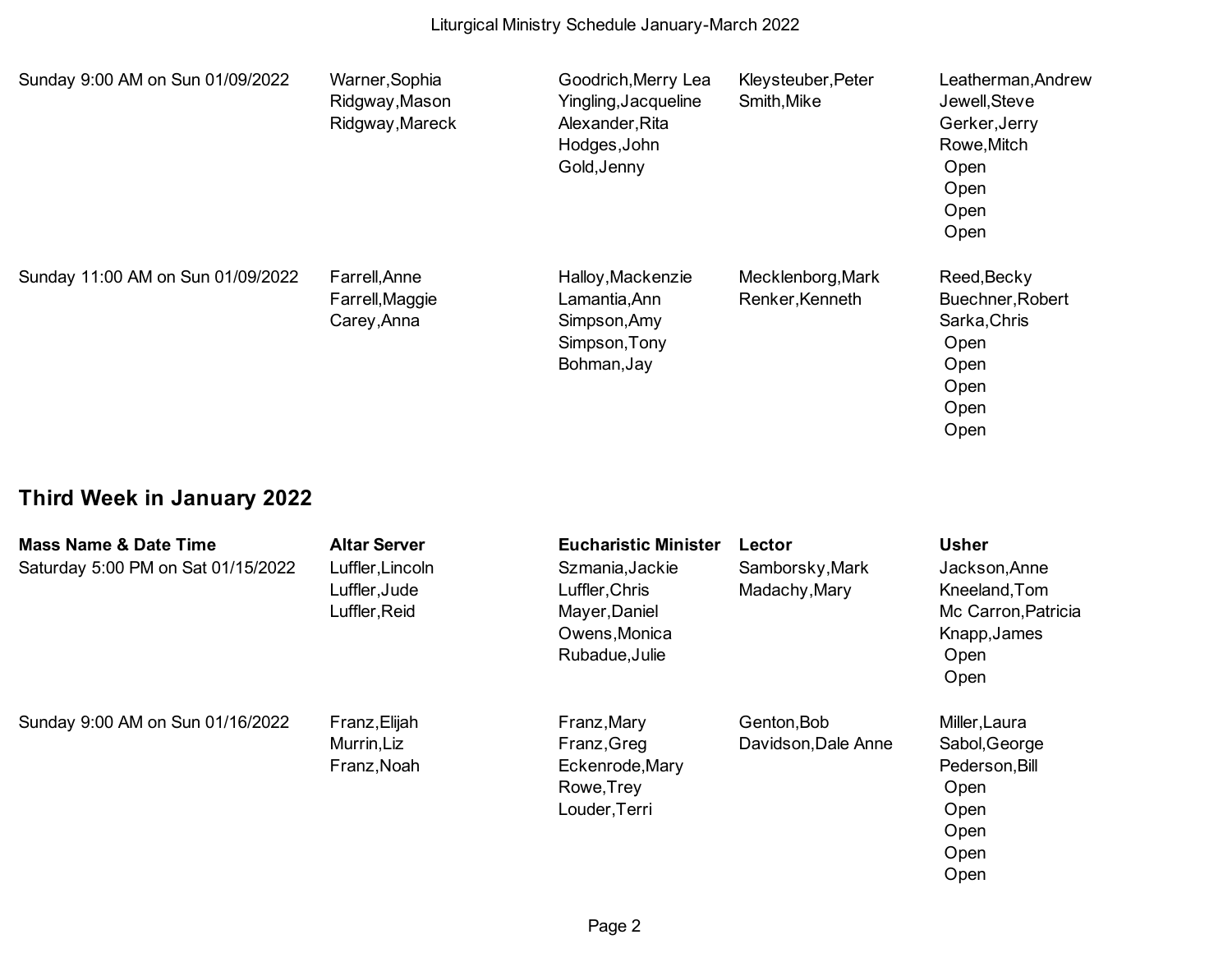| Mass Name & Date Time | Altar Server | Eucharistic Minister | Lector | Usher |
|---|---|---|---|---|
| Sunday 9:00 AM on Sun 01/09/2022 | Warner,Sophia<br>Ridgway,Mason<br>Ridgway,Mareck | Goodrich,Merry Lea<br>Yingling,Jacqueline<br>Alexander,Rita<br>Hodges,John<br>Gold,Jenny | Kleysteuber,Peter<br>Smith,Mike | Leatherman,Andrew<br>Jewell,Steve<br>Gerker,Jerry<br>Rowe,Mitch<br>Open<br>Open<br>Open<br>Open |
| Sunday 11:00 AM on Sun 01/09/2022 | Farrell,Anne<br>Farrell,Maggie<br>Carey,Anna | Halloy,Mackenzie<br>Lamantia,Ann<br>Simpson,Amy<br>Simpson,Tony<br>Bohman,Jay | Mecklenborg,Mark<br>Renker,Kenneth | Reed,Becky<br>Buechner,Robert<br>Sarka,Chris<br>Open<br>Open<br>Open<br>Open<br>Open |

## Third Week in January 2022

| Mass Name & Date Time | Altar Server | Eucharistic Minister | Lector | Usher |
|---|---|---|---|---|
| Saturday 5:00 PM on Sat 01/15/2022 | Luffler,Lincoln<br>Luffler,Jude<br>Luffler,Reid | Szmania,Jackie<br>Luffler,Chris<br>Mayer,Daniel<br>Owens,Monica<br>Rubadue,Julie | Samborsky,Mark<br>Madachy,Mary | Jackson,Anne<br>Kneeland,Tom<br>Mc Carron,Patricia<br>Knapp,James<br>Open<br>Open |
| Sunday 9:00 AM on Sun 01/16/2022 | Franz,Elijah<br>Murrin,Liz<br>Franz,Noah | Franz,Mary<br>Franz,Greg<br>Eckenrode,Mary<br>Rowe,Trey<br>Louder,Terri | Genton,Bob<br>Davidson,Dale Anne | Miller,Laura<br>Sabol,George<br>Pederson,Bill<br>Open<br>Open<br>Open<br>Open<br>Open |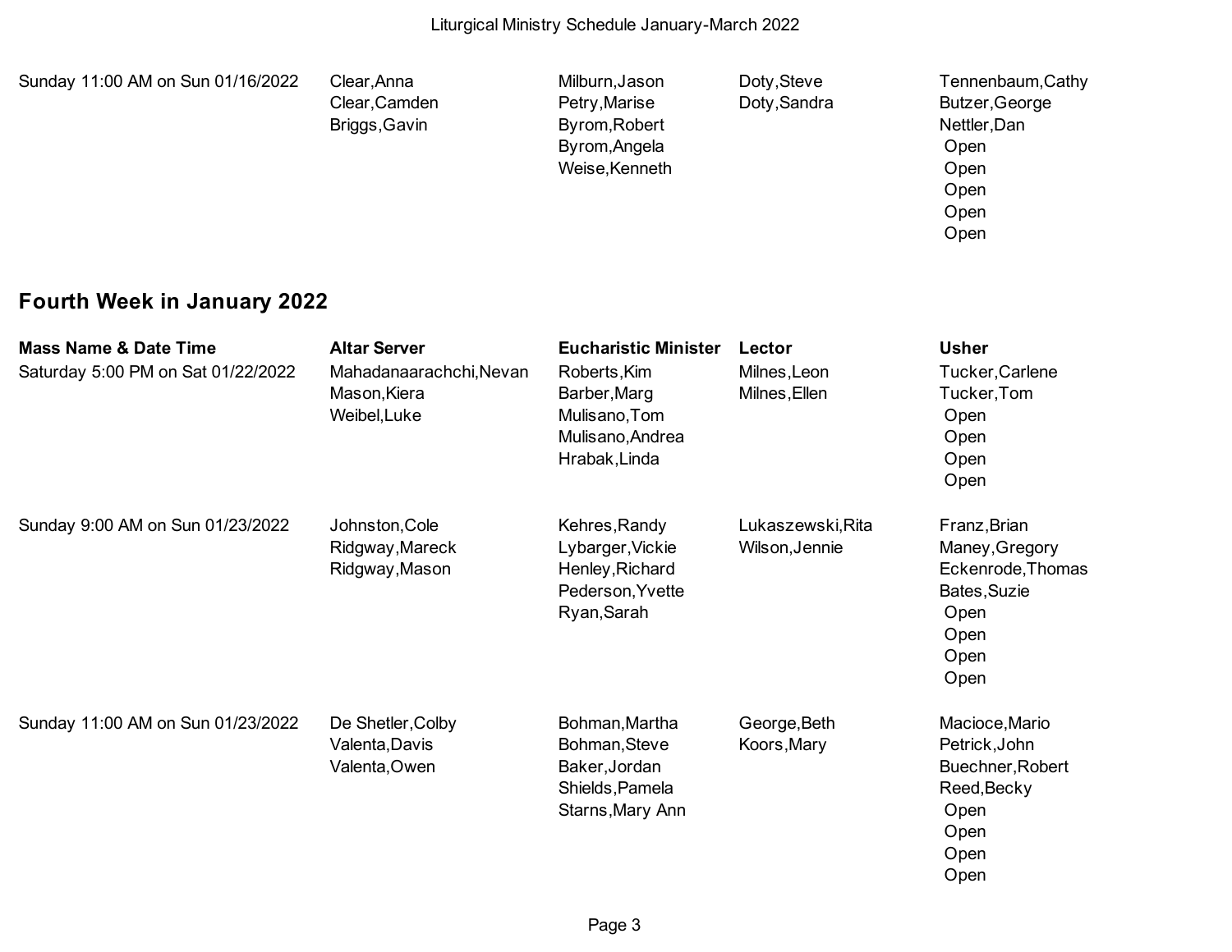| Mass Name & Date Time | Altar Server | Eucharistic Minister | Lector | Usher |
|---|---|---|---|---|
| Sunday 11:00 AM on Sun 01/16/2022 | Clear,Anna<br>Clear,Camden<br>Briggs,Gavin | Milburn,Jason<br>Petry,Marise<br>Byrom,Robert<br>Byrom,Angela<br>Weise,Kenneth | Doty,Steve<br>Doty,Sandra | Tennenbaum,Cathy<br>Butzer,George<br>Nettler,Dan<br>Open<br>Open<br>Open<br>Open<br>Open |

## Fourth Week in January 2022

| Mass Name & Date Time | Altar Server | Eucharistic Minister | Lector | Usher |
|---|---|---|---|---|
| Saturday 5:00 PM on Sat 01/22/2022 | Mahadanaarachchi,Nevan<br>Mason,Kiera<br>Weibel,Luke | Roberts,Kim<br>Barber,Marg<br>Mulisano,Tom<br>Mulisano,Andrea<br>Hrabak,Linda | Milnes,Leon<br>Milnes,Ellen | Tucker,Carlene<br>Tucker,Tom<br>Open<br>Open<br>Open<br>Open |
| Sunday 9:00 AM on Sun 01/23/2022 | Johnston,Cole<br>Ridgway,Mareck<br>Ridgway,Mason | Kehres,Randy<br>Lybarger,Vickie<br>Henley,Richard<br>Pederson,Yvette<br>Ryan,Sarah | Lukaszewski,Rita<br>Wilson,Jennie | Franz,Brian<br>Maney,Gregory<br>Eckenrode,Thomas<br>Bates,Suzie<br>Open<br>Open<br>Open<br>Open |
| Sunday 11:00 AM on Sun 01/23/2022 | De Shetler,Colby<br>Valenta,Davis<br>Valenta,Owen | Bohman,Martha<br>Bohman,Steve<br>Baker,Jordan<br>Shields,Pamela<br>Starns,Mary Ann | George,Beth<br>Koors,Mary | Macioce,Mario<br>Petrick,John<br>Buechner,Robert<br>Reed,Becky<br>Open<br>Open<br>Open<br>Open |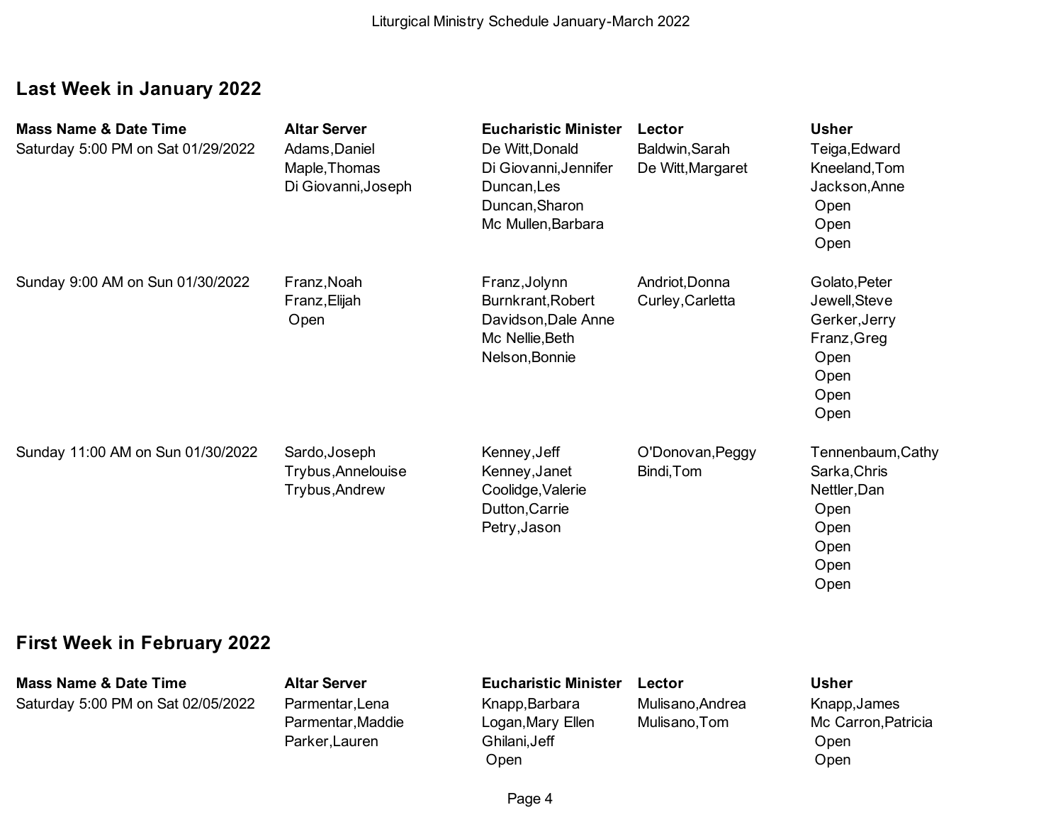## Last Week in January 2022

| Mass Name & Date Time | Altar Server | Eucharistic Minister | Lector | Usher |
|---|---|---|---|---|
| Saturday 5:00 PM on Sat 01/29/2022 | Adams,Daniel<br>Maple,Thomas<br>Di Giovanni,Joseph | De Witt,Donald<br>Di Giovanni,Jennifer<br>Duncan,Les<br>Duncan,Sharon<br>Mc Mullen,Barbara | Baldwin,Sarah<br>De Witt,Margaret | Teiga,Edward<br>Kneeland,Tom<br>Jackson,Anne<br>Open<br>Open<br>Open |
| Sunday 9:00 AM on Sun 01/30/2022 | Franz,Noah<br>Franz,Elijah<br>Open | Franz,Jolynn<br>Burnkrant,Robert<br>Davidson,Dale Anne<br>Mc Nellie,Beth<br>Nelson,Bonnie | Andriot,Donna<br>Curley,Carletta | Golato,Peter<br>Jewell,Steve<br>Gerker,Jerry<br>Franz,Greg<br>Open<br>Open<br>Open<br>Open |
| Sunday 11:00 AM on Sun 01/30/2022 | Sardo,Joseph<br>Trybus,Annelouise<br>Trybus,Andrew | Kenney,Jeff<br>Kenney,Janet<br>Coolidge,Valerie<br>Dutton,Carrie<br>Petry,Jason | O'Donovan,Peggy<br>Bindi,Tom | Tennenbaum,Cathy<br>Sarka,Chris<br>Nettler,Dan<br>Open<br>Open<br>Open<br>Open<br>Open |

## First Week in February 2022

| Mass Name & Date Time | Altar Server | Eucharistic Minister | Lector | Usher |
|---|---|---|---|---|
| Saturday 5:00 PM on Sat 02/05/2022 | Parmentar,Lena<br>Parmentar,Maddie<br>Parker,Lauren | Knapp,Barbara<br>Logan,Mary Ellen<br>Ghilani,Jeff<br>Open | Mulisano,Andrea<br>Mulisano,Tom | Knapp,James<br>Mc Carron,Patricia<br>Open<br>Open |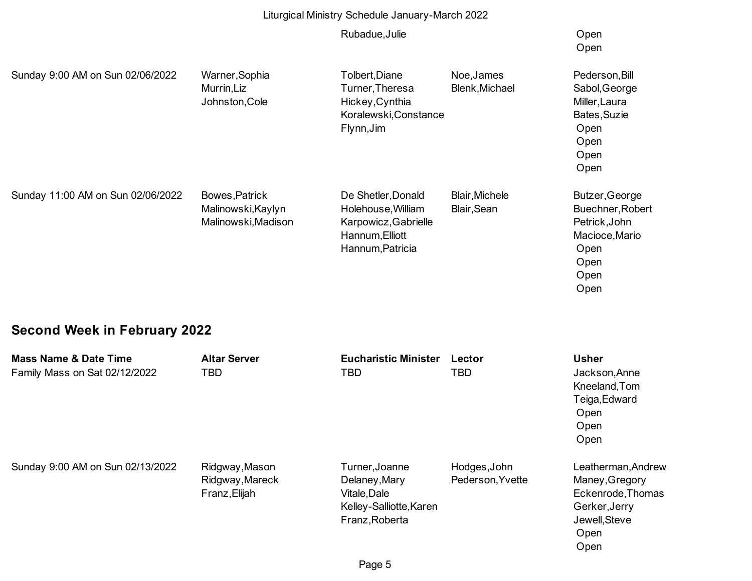| Mass Name & Date Time | Altar Server | Eucharistic Minister | Lector | Usher |
|---|---|---|---|---|
| | | Rubadue,Julie | | Open<br>Open |
| Sunday 9:00 AM on Sun 02/06/2022 | Warner,Sophia<br>Murrin,Liz<br>Johnston,Cole | Tolbert,Diane<br>Turner,Theresa<br>Hickey,Cynthia<br>Koralewski,Constance<br>Flynn,Jim | Noe,James<br>Blenk,Michael | Pederson,Bill<br>Sabol,George<br>Miller,Laura<br>Bates,Suzie<br>Open<br>Open<br>Open<br>Open |
| Sunday 11:00 AM on Sun 02/06/2022 | Bowes,Patrick<br>Malinowski,Kaylyn<br>Malinowski,Madison | De Shetler,Donald<br>Holehouse,William<br>Karpowicz,Gabrielle<br>Hannum,Elliott<br>Hannum,Patricia | Blair,Michele<br>Blair,Sean | Butzer,George<br>Buechner,Robert<br>Petrick,John<br>Macioce,Mario<br>Open<br>Open<br>Open<br>Open |

## Second Week in February 2022

| Mass Name & Date Time | Altar Server | Eucharistic Minister | Lector | Usher |
|---|---|---|---|---|
| Family Mass on Sat 02/12/2022 | TBD | TBD | TBD | Jackson,Anne<br>Kneeland,Tom<br>Teiga,Edward<br>Open<br>Open<br>Open |
| Sunday 9:00 AM on Sun 02/13/2022 | Ridgway,Mason<br>Ridgway,Mareck<br>Franz,Elijah | Turner,Joanne<br>Delaney,Mary<br>Vitale,Dale<br>Kelley-Salliotte,Karen<br>Franz,Roberta | Hodges,John<br>Pederson,Yvette | Leatherman,Andrew<br>Maney,Gregory<br>Eckenrode,Thomas<br>Gerker,Jerry<br>Jewell,Steve<br>Open<br>Open |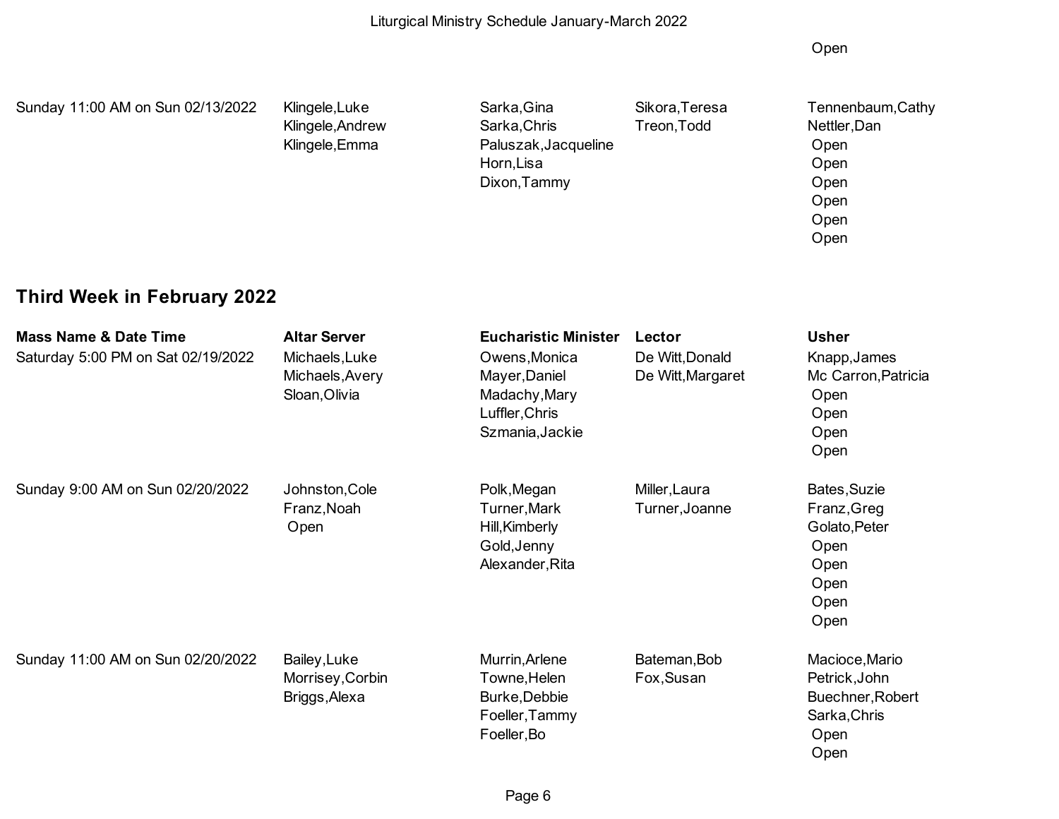| | | | | Open |
|---|---|---|---|---|

| | | | | |
|---|---|---|---|---|
| Sunday 11:00 AM on Sun 02/13/2022 | Klingele,Luke | Sarka,Gina | Sikora,Teresa | Tennenbaum,Cathy |
| | Klingele,Andrew | Sarka,Chris | Treon,Todd | Nettler,Dan |
| | Klingele,Emma | Paluszak,Jacqueline | | Open |
| | | Horn,Lisa | | Open |
| | | Dixon,Tammy | | Open |
| | | | | Open |
| | | | | Open |
| | | | | Open |

## Third Week in February 2022

| Mass Name & Date Time | Altar Server | Eucharistic Minister | Lector | Usher |
|---|---|---|---|---|
| Saturday 5:00 PM on Sat 02/19/2022 | Michaels,Luke | Owens,Monica | De Witt,Donald | Knapp,James |
| | Michaels,Avery | Mayer,Daniel | De Witt,Margaret | Mc Carron,Patricia |
| | Sloan,Olivia | Madachy,Mary | | Open |
| | | Luffler,Chris | | Open |
| | | Szmania,Jackie | | Open |
| | | | | Open |
| Sunday 9:00 AM on Sun 02/20/2022 | Johnston,Cole | Polk,Megan | Miller,Laura | Bates,Suzie |
| | Franz,Noah | Turner,Mark | Turner,Joanne | Franz,Greg |
| | Open | Hill,Kimberly | | Golato,Peter |
| | | Gold,Jenny | | Open |
| | | Alexander,Rita | | Open |
| | | | | Open |
| | | | | Open |
| | | | | Open |
| Sunday 11:00 AM on Sun 02/20/2022 | Bailey,Luke | Murrin,Arlene | Bateman,Bob | Macioce,Mario |
| | Morrisey,Corbin | Towne,Helen | Fox,Susan | Petrick,John |
| | Briggs,Alexa | Burke,Debbie | | Buechner,Robert |
| | | Foeller,Tammy | | Sarka,Chris |
| | | Foeller,Bo | | Open |
| | | | | Open |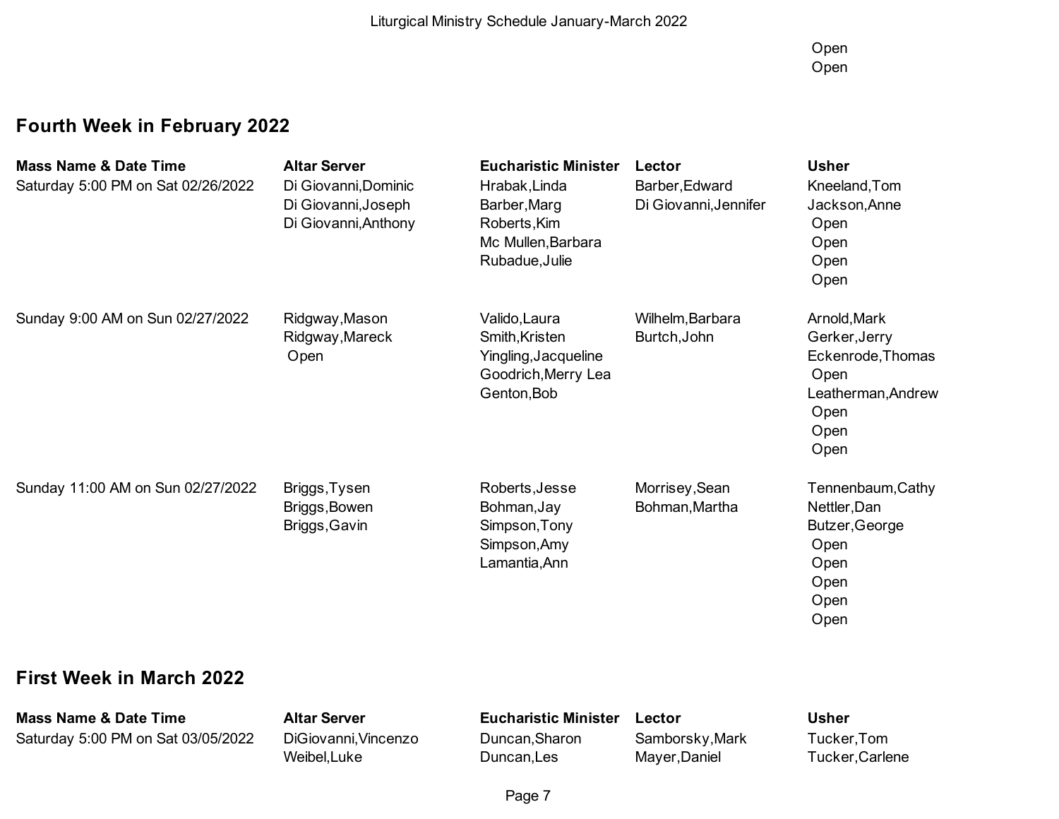Open
Open

## Fourth Week in February 2022

| Mass Name & Date Time | Altar Server | Eucharistic Minister | Lector | Usher |
|---|---|---|---|---|
| Saturday 5:00 PM on Sat 02/26/2022 | Di Giovanni,Dominic<br>Di Giovanni,Joseph<br>Di Giovanni,Anthony | Hrabak,Linda<br>Barber,Marg<br>Roberts,Kim<br>Mc Mullen,Barbara<br>Rubadue,Julie | Barber,Edward<br>Di Giovanni,Jennifer | Kneeland,Tom<br>Jackson,Anne<br>Open<br>Open<br>Open<br>Open |
| Sunday 9:00 AM on Sun 02/27/2022 | Ridgway,Mason<br>Ridgway,Mareck<br>Open | Valido,Laura<br>Smith,Kristen<br>Yingling,Jacqueline<br>Goodrich,Merry Lea<br>Genton,Bob | Wilhelm,Barbara<br>Burtch,John | Arnold,Mark<br>Gerker,Jerry<br>Eckenrode,Thomas<br>Open<br>Leatherman,Andrew<br>Open<br>Open<br>Open |
| Sunday 11:00 AM on Sun 02/27/2022 | Briggs,Tysen<br>Briggs,Bowen<br>Briggs,Gavin | Roberts,Jesse<br>Bohman,Jay<br>Simpson,Tony<br>Simpson,Amy<br>Lamantia,Ann | Morrisey,Sean<br>Bohman,Martha | Tennenbaum,Cathy<br>Nettler,Dan<br>Butzer,George<br>Open<br>Open<br>Open<br>Open<br>Open |

## First Week in March 2022

| Mass Name & Date Time | Altar Server | Eucharistic Minister | Lector | Usher |
|---|---|---|---|---|
| Saturday 5:00 PM on Sat 03/05/2022 | DiGiovanni,Vincenzo<br>Weibel,Luke | Duncan,Sharon<br>Duncan,Les | Samborsky,Mark<br>Mayer,Daniel | Tucker,Tom<br>Tucker,Carlene |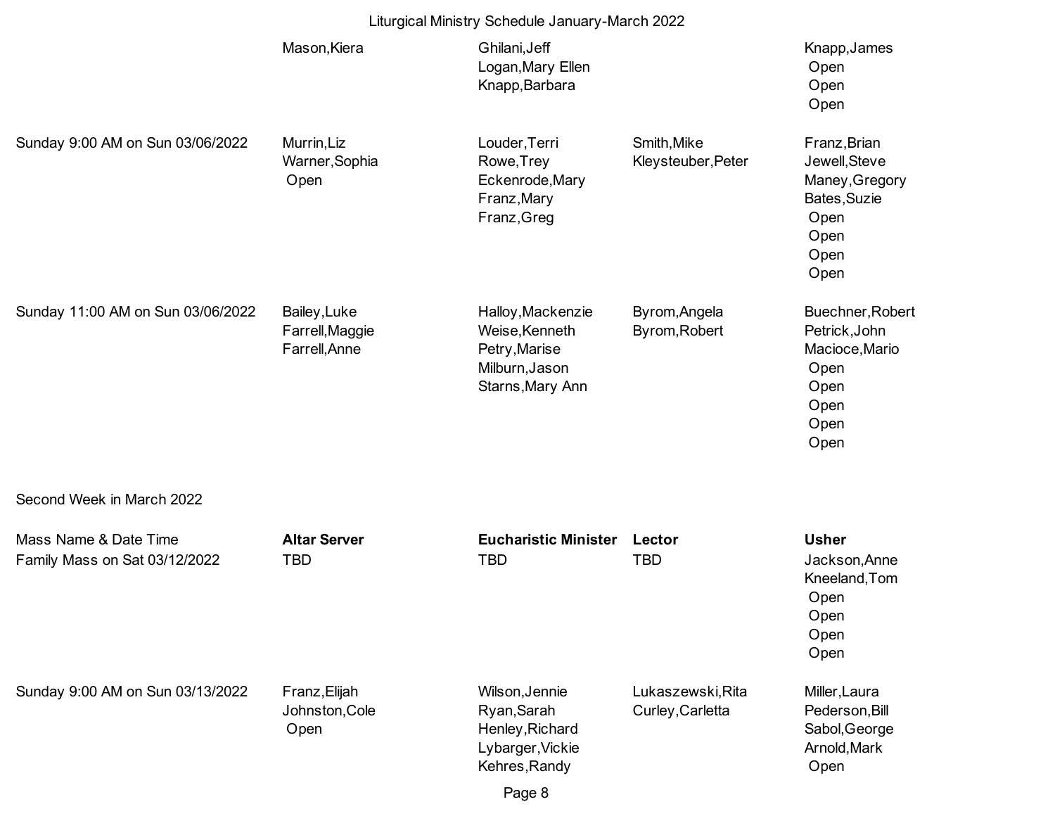| Mass Name & Date Time | Altar Server | Eucharistic Minister | Lector | Usher |
|---|---|---|---|---|
| | Mason,Kiera | Ghilani,Jeff<br>Logan,Mary Ellen<br>Knapp,Barbara | | Knapp,James<br>Open<br>Open<br>Open |
| Sunday 9:00 AM on Sun 03/06/2022 | Murrin,Liz<br>Warner,Sophia<br>Open | Louder,Terri<br>Rowe,Trey<br>Eckenrode,Mary<br>Franz,Mary<br>Franz,Greg | Smith,Mike<br>Kleysteuber,Peter | Franz,Brian<br>Jewell,Steve<br>Maney,Gregory<br>Bates,Suzie<br>Open<br>Open<br>Open<br>Open |
| Sunday 11:00 AM on Sun 03/06/2022 | Bailey,Luke<br>Farrell,Maggie<br>Farrell,Anne | Halloy,Mackenzie<br>Weise,Kenneth<br>Petry,Marise<br>Milburn,Jason<br>Starns,Mary Ann | Byrom,Angela<br>Byrom,Robert | Buechner,Robert<br>Petrick,John<br>Macioce,Mario<br>Open<br>Open<br>Open<br>Open<br>Open |

Second Week in March 2022

| Mass Name & Date Time | **Altar Server** | **Eucharistic Minister** | **Lector** | **Usher** |
|---|---|---|---|---|
| Family Mass on Sat 03/12/2022 | TBD | TBD | TBD | Jackson,Anne<br>Kneeland,Tom<br>Open<br>Open<br>Open<br>Open |
| Sunday 9:00 AM on Sun 03/13/2022 | Franz,Elijah<br>Johnston,Cole<br>Open | Wilson,Jennie<br>Ryan,Sarah<br>Henley,Richard<br>Lybarger,Vickie<br>Kehres,Randy | Lukaszewski,Rita<br>Curley,Carletta | Miller,Laura<br>Pederson,Bill<br>Sabol,George<br>Arnold,Mark<br>Open |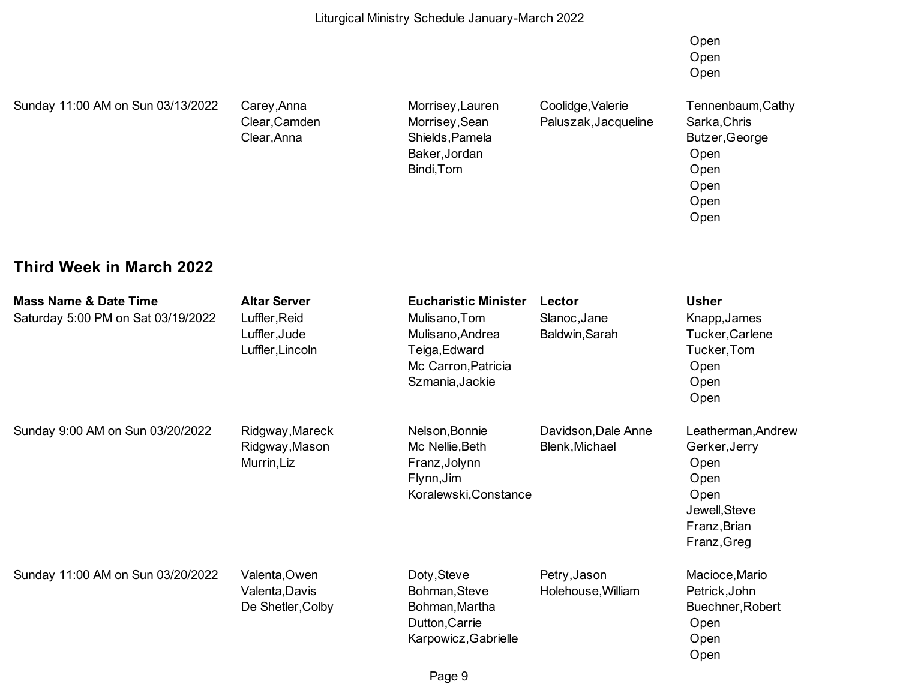| | | | | |
|---|---|---|---|---|
| | | | | Open<br>Open<br>Open |
| Sunday 11:00 AM on Sun 03/13/2022 | Carey,Anna<br>Clear,Camden<br>Clear,Anna | Morrisey,Lauren<br>Morrisey,Sean<br>Shields,Pamela<br>Baker,Jordan<br>Bindi,Tom | Coolidge,Valerie<br>Paluszak,Jacqueline | Tennenbaum,Cathy<br>Sarka,Chris<br>Butzer,George<br>Open<br>Open<br>Open<br>Open<br>Open |

## Third Week in March 2022

| Mass Name & Date Time | Altar Server | Eucharistic Minister | Lector | Usher |
|---|---|---|---|---|
| Saturday 5:00 PM on Sat 03/19/2022 | Luffler,Reid<br>Luffler,Jude<br>Luffler,Lincoln | Mulisano,Tom<br>Mulisano,Andrea<br>Teiga,Edward<br>Mc Carron,Patricia<br>Szmania,Jackie | Slanoc,Jane<br>Baldwin,Sarah | Knapp,James<br>Tucker,Carlene<br>Tucker,Tom<br>Open<br>Open<br>Open |
| Sunday 9:00 AM on Sun 03/20/2022 | Ridgway,Mareck<br>Ridgway,Mason<br>Murrin,Liz | Nelson,Bonnie<br>Mc Nellie,Beth<br>Franz,Jolynn<br>Flynn,Jim<br>Koralewski,Constance | Davidson,Dale Anne<br>Blenk,Michael | Leatherman,Andrew<br>Gerker,Jerry<br>Open<br>Open<br>Open<br>Jewell,Steve<br>Franz,Brian<br>Franz,Greg |
| Sunday 11:00 AM on Sun 03/20/2022 | Valenta,Owen<br>Valenta,Davis<br>De Shetler,Colby | Doty,Steve<br>Bohman,Steve<br>Bohman,Martha<br>Dutton,Carrie<br>Karpowicz,Gabrielle | Petry,Jason<br>Holehouse,William | Macioce,Mario<br>Petrick,John<br>Buechner,Robert<br>Open<br>Open<br>Open |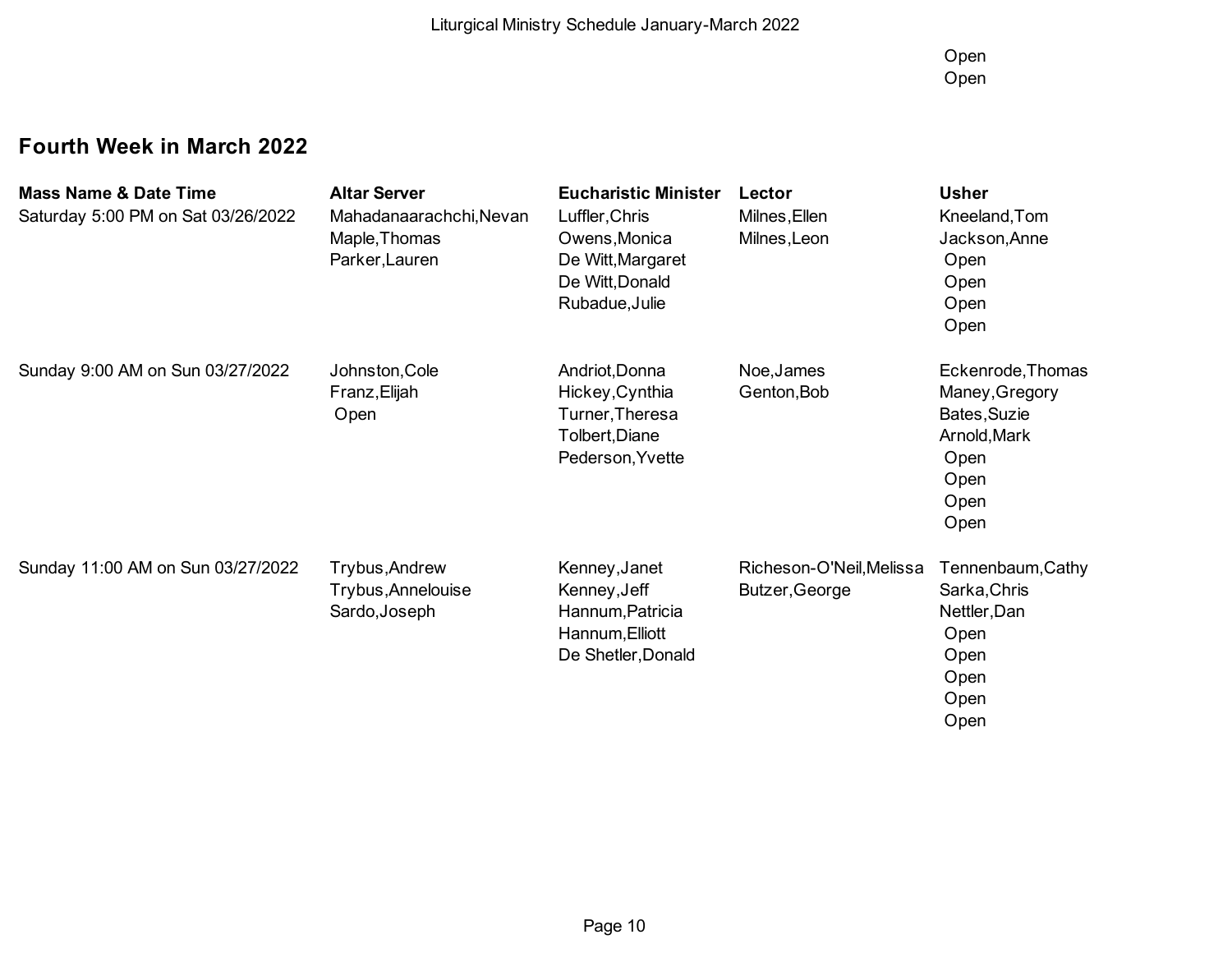Open
Open

## Fourth Week in March 2022

| Mass Name & Date Time | Altar Server | Eucharistic Minister | Lector | Usher |
| --- | --- | --- | --- | --- |
| Saturday 5:00 PM on Sat 03/26/2022 | Mahadanaarachchi,Nevan<br>Maple,Thomas<br>Parker,Lauren | Luffler,Chris<br>Owens,Monica<br>De Witt,Margaret<br>De Witt,Donald<br>Rubadue,Julie | Milnes,Ellen<br>Milnes,Leon | Kneeland,Tom<br>Jackson,Anne<br>Open<br>Open<br>Open<br>Open |
| Sunday 9:00 AM on Sun 03/27/2022 | Johnston,Cole<br>Franz,Elijah<br>Open | Andriot,Donna<br>Hickey,Cynthia<br>Turner,Theresa<br>Tolbert,Diane<br>Pederson,Yvette | Noe,James<br>Genton,Bob | Eckenrode,Thomas<br>Maney,Gregory<br>Bates,Suzie<br>Arnold,Mark<br>Open<br>Open<br>Open<br>Open |
| Sunday 11:00 AM on Sun 03/27/2022 | Trybus,Andrew<br>Trybus,Annelouise<br>Sardo,Joseph | Kenney,Janet<br>Kenney,Jeff<br>Hannum,Patricia<br>Hannum,Elliott<br>De Shetler,Donald | Richeson-O'Neil,Melissa<br>Butzer,George | Tennenbaum,Cathy<br>Sarka,Chris<br>Nettler,Dan<br>Open<br>Open<br>Open<br>Open<br>Open |